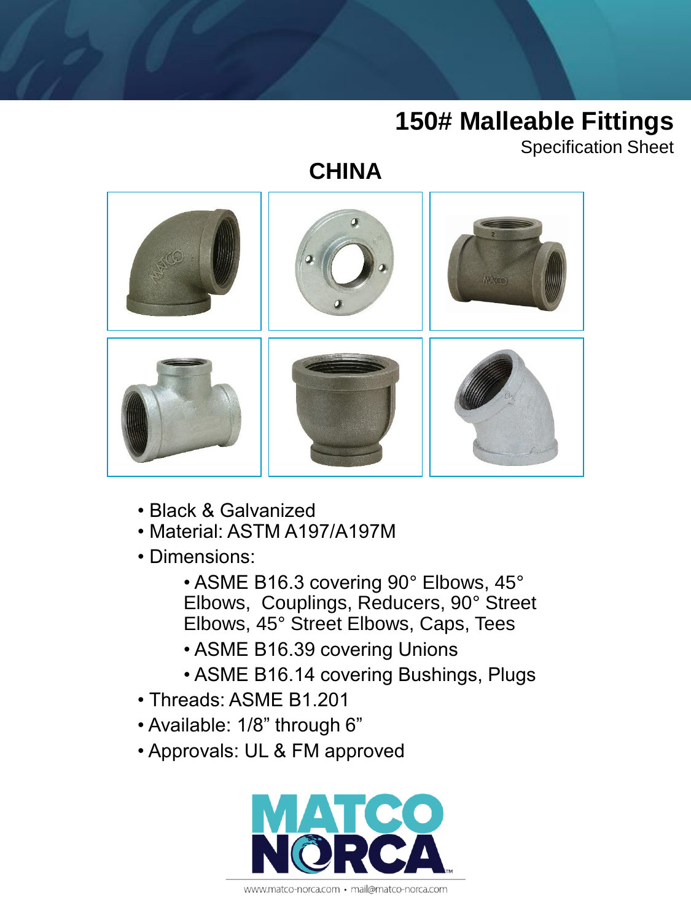# 150# Malleable Fittings

Specification Sheet

## CHINA

- Black & Galvanized
- Material: ASTM A197/A197M
- Dimensions:
  - ASME B16.3 covering 90° Elbows, 45° Elbows, Couplings, Reducers, 90° Street Elbows, 45° Street Elbows, Caps, Tees
  - ASME B16.39 covering Unions
  - ASME B16.14 covering Bushings, Plugs
- Threads: ASME B1.201
- Available: 1/8" through 6"
- Approvals: UL & FM approved

MATCO NORCA

www.matco-norca.com • mail@matco-norca.com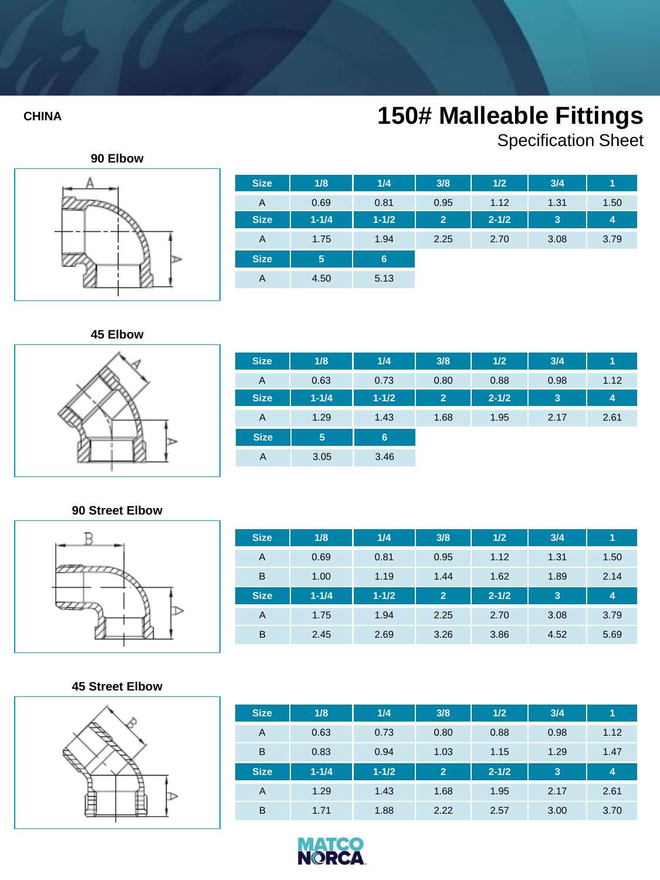CHINA

# 150# Malleable Fittings

Specification Sheet

## 90 Elbow

| Size | 1/8 | 1/4 | 3/8 | 1/2 | 3/4 | 1 |
|---|---|---|---|---|---|---|
| A | 0.69 | 0.81 | 0.95 | 1.12 | 1.31 | 1.50 |
| Size | 1-1/4 | 1-1/2 | 2 | 2-1/2 | 3 | 4 |
| A | 1.75 | 1.94 | 2.25 | 2.70 | 3.08 | 3.79 |
| Size | 5 | 6 | | | | |
| A | 4.50 | 5.13 | | | | |

## 45 Elbow

| Size | 1/8 | 1/4 | 3/8 | 1/2 | 3/4 | 1 |
|---|---|---|---|---|---|---|
| A | 0.63 | 0.73 | 0.80 | 0.88 | 0.98 | 1.12 |
| Size | 1-1/4 | 1-1/2 | 2 | 2-1/2 | 3 | 4 |
| A | 1.29 | 1.43 | 1.68 | 1.95 | 2.17 | 2.61 |
| Size | 5 | 6 | | | | |
| A | 3.05 | 3.46 | | | | |

## 90 Street Elbow

| Size | 1/8 | 1/4 | 3/8 | 1/2 | 3/4 | 1 |
|---|---|---|---|---|---|---|
| A | 0.69 | 0.81 | 0.95 | 1.12 | 1.31 | 1.50 |
| B | 1.00 | 1.19 | 1.44 | 1.62 | 1.89 | 2.14 |
| Size | 1-1/4 | 1-1/2 | 2 | 2-1/2 | 3 | 4 |
| A | 1.75 | 1.94 | 2.25 | 2.70 | 3.08 | 3.79 |
| B | 2.45 | 2.69 | 3.26 | 3.86 | 4.52 | 5.69 |

## 45 Street Elbow

| Size | 1/8 | 1/4 | 3/8 | 1/2 | 3/4 | 1 |
|---|---|---|---|---|---|---|
| A | 0.63 | 0.73 | 0.80 | 0.88 | 0.98 | 1.12 |
| B | 0.83 | 0.94 | 1.03 | 1.15 | 1.29 | 1.47 |
| Size | 1-1/4 | 1-1/2 | 2 | 2-1/2 | 3 | 4 |
| A | 1.29 | 1.43 | 1.68 | 1.95 | 2.17 | 2.61 |
| B | 1.71 | 1.88 | 2.22 | 2.57 | 3.00 | 3.70 |

MATCO NORCA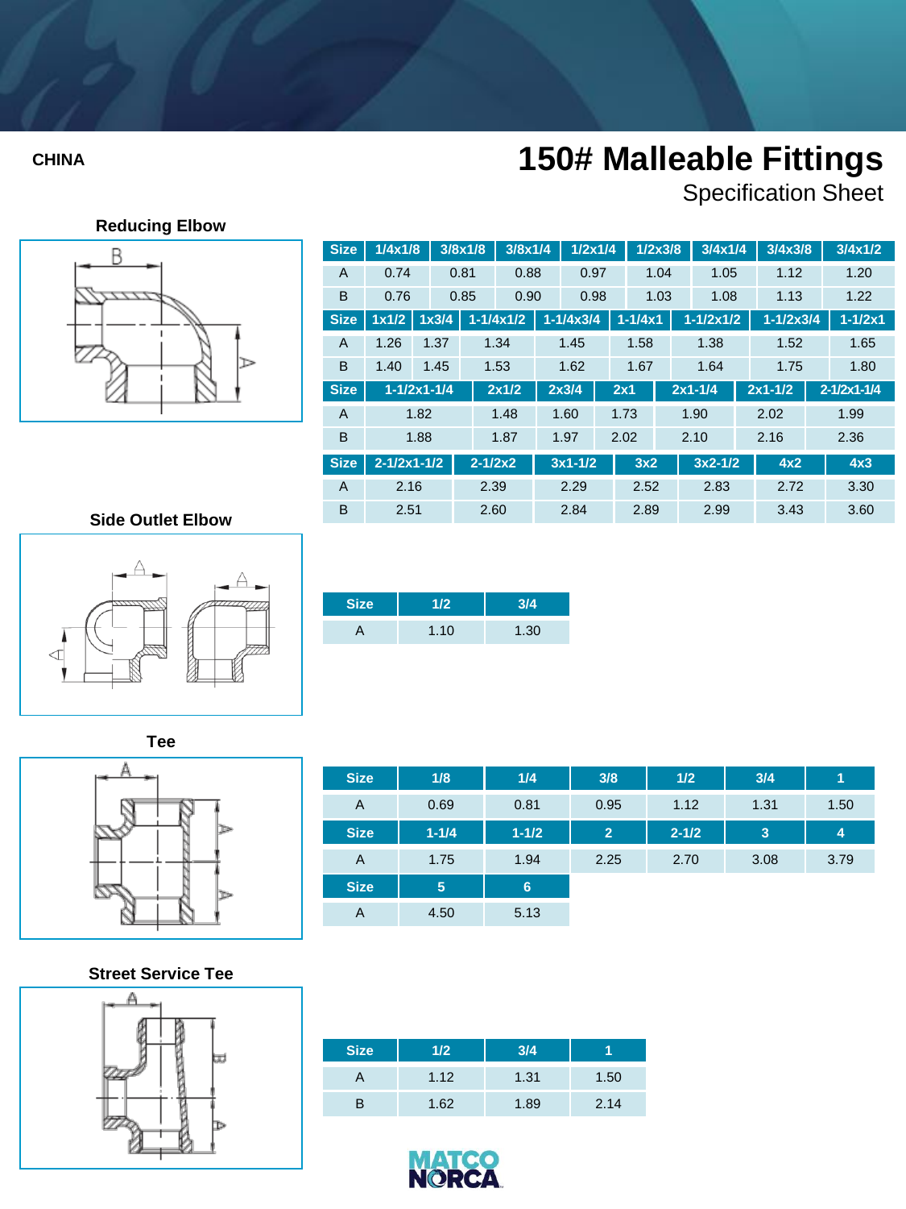CHINA

# 150# Malleable Fittings

Specification Sheet

## Reducing Elbow

| Size | 1/4x1/8 | 3/8x1/8 | 3/8x1/4 | 1/2x1/4 | 1/2x3/8 | 3/4x1/4 | 3/4x3/8 | 3/4x1/2 |
|---|---|---|---|---|---|---|---|---|
| A | 0.74 | 0.81 | 0.88 | 0.97 | 1.04 | 1.05 | 1.12 | 1.20 |
| B | 0.76 | 0.85 | 0.90 | 0.98 | 1.03 | 1.08 | 1.13 | 1.22 |

| Size | 1x1/2 | 1x3/4 | 1-1/4x1/2 | 1-1/4x3/4 | 1-1/4x1 | 1-1/2x1/2 | 1-1/2x3/4 | 1-1/2x1 |
|---|---|---|---|---|---|---|---|---|
| A | 1.26 | 1.37 | 1.34 | 1.45 | 1.58 | 1.38 | 1.52 | 1.65 |
| B | 1.40 | 1.45 | 1.53 | 1.62 | 1.67 | 1.64 | 1.75 | 1.80 |

| Size | 1-1/2x1-1/4 | 2x1/2 | 2x3/4 | 2x1 | 2x1-1/4 | 2x1-1/2 | 2-1/2x1-1/4 |
|---|---|---|---|---|---|---|---|
| A | 1.82 | 1.48 | 1.60 | 1.73 | 1.90 | 2.02 | 1.99 |
| B | 1.88 | 1.87 | 1.97 | 2.02 | 2.10 | 2.16 | 2.36 |

| Size | 2-1/2x1-1/2 | 2-1/2x2 | 3x1-1/2 | 3x2 | 3x2-1/2 | 4x2 | 4x3 |
|---|---|---|---|---|---|---|---|
| A | 2.16 | 2.39 | 2.29 | 2.52 | 2.83 | 2.72 | 3.30 |
| B | 2.51 | 2.60 | 2.84 | 2.89 | 2.99 | 3.43 | 3.60 |

## Side Outlet Elbow

| Size | 1/2 | 3/4 |
|---|---|---|
| A | 1.10 | 1.30 |

## Tee

| Size | 1/8 | 1/4 | 3/8 | 1/2 | 3/4 | 1 |
|---|---|---|---|---|---|---|
| A | 0.69 | 0.81 | 0.95 | 1.12 | 1.31 | 1.50 |
| **Size** | **1-1/4** | **1-1/2** | **2** | **2-1/2** | **3** | **4** |
| A | 1.75 | 1.94 | 2.25 | 2.70 | 3.08 | 3.79 |
| **Size** | **5** | **6** | | | | |
| A | 4.50 | 5.13 | | | | |

## Street Service Tee

| Size | 1/2 | 3/4 | 1 |
|---|---|---|---|
| A | 1.12 | 1.31 | 1.50 |
| B | 1.62 | 1.89 | 2.14 |

MATCO NORCA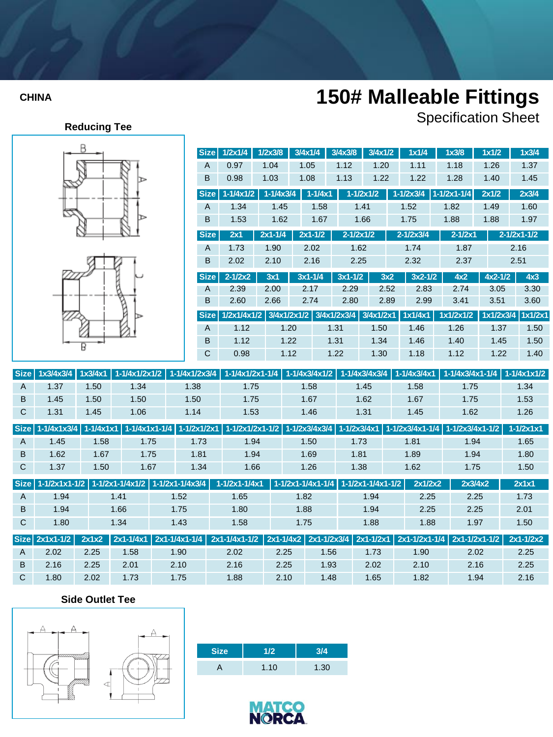CHINA

# 150# Malleable Fittings

Specification Sheet

## Reducing Tee

| Size | 1/2x1/4 | 1/2x3/8 | 3/4x1/4 | 3/4x3/8 | 3/4x1/2 | 1x1/4 | 1x3/8 | 1x1/2 | 1x3/4 |
|---|---|---|---|---|---|---|---|---|---|
| A | 0.97 | 1.04 | 1.05 | 1.12 | 1.20 | 1.11 | 1.18 | 1.26 | 1.37 |
| B | 0.98 | 1.03 | 1.08 | 1.13 | 1.22 | 1.22 | 1.28 | 1.40 | 1.45 |

| Size | 1-1/4x1/2 | 1-1/4x3/4 | 1-1/4x1 | 1-1/2x1/2 | 1-1/2x3/4 | 1-1/2x1-1/4 | 2x1/2 | 2x3/4 |
|---|---|---|---|---|---|---|---|---|
| A | 1.34 | 1.45 | 1.58 | 1.41 | 1.52 | 1.82 | 1.49 | 1.60 |
| B | 1.53 | 1.62 | 1.67 | 1.66 | 1.75 | 1.88 | 1.88 | 1.97 |

| Size | 2x1 | 2x1-1/4 | 2x1-1/2 | 2-1/2x1/2 | 2-1/2x3/4 | 2-1/2x1 | 2-1/2x1-1/2 |
|---|---|---|---|---|---|---|---|
| A | 1.73 | 1.90 | 2.02 | 1.62 | 1.74 | 1.87 | 2.16 |
| B | 2.02 | 2.10 | 2.16 | 2.25 | 2.32 | 2.37 | 2.51 |

| Size | 2-1/2x2 | 3x1 | 3x1-1/4 | 3x1-1/2 | 3x2 | 3x2-1/2 | 4x2 | 4x2-1/2 | 4x3 |
|---|---|---|---|---|---|---|---|---|---|
| A | 2.39 | 2.00 | 2.17 | 2.29 | 2.52 | 2.83 | 2.74 | 3.05 | 3.30 |
| B | 2.60 | 2.66 | 2.74 | 2.80 | 2.89 | 2.99 | 3.41 | 3.51 | 3.60 |

| Size | 1/2x1/4x1/2 | 3/4x1/2x1/2 | 3/4x1/2x3/4 | 3/4x1/2x1 | 1x1/4x1 | 1x1/2x1/2 | 1x1/2x3/4 | 1x1/2x1 |
|---|---|---|---|---|---|---|---|---|
| A | 1.12 | 1.20 | 1.31 | 1.50 | 1.46 | 1.26 | 1.37 | 1.50 |
| B | 1.12 | 1.22 | 1.31 | 1.34 | 1.46 | 1.40 | 1.45 | 1.50 |
| C | 0.98 | 1.12 | 1.22 | 1.30 | 1.18 | 1.12 | 1.22 | 1.40 |

| Size | 1x3/4x3/4 | 1x3/4x1 | 1-1/4x1/2x1/2 | 1-1/4x1/2x3/4 | 1-1/4x1/2x1-1/4 | 1-1/4x3/4x1/2 | 1-1/4x3/4x3/4 | 1-1/4x3/4x1 | 1-1/4x3/4x1-1/4 | 1-1/4x1x1/2 |
|---|---|---|---|---|---|---|---|---|---|---|
| A | 1.37 | 1.50 | 1.34 | 1.38 | 1.75 | 1.58 | 1.45 | 1.58 | 1.75 | 1.34 |
| B | 1.45 | 1.50 | 1.50 | 1.50 | 1.75 | 1.67 | 1.62 | 1.67 | 1.75 | 1.53 |
| C | 1.31 | 1.45 | 1.06 | 1.14 | 1.53 | 1.46 | 1.31 | 1.45 | 1.62 | 1.26 |

| Size | 1-1/4x1x3/4 | 1-1/4x1x1 | 1-1/4x1x1-1/4 | 1-1/2x1/2x1 | 1-1/2x1/2x1-1/2 | 1-1/2x3/4x3/4 | 1-1/2x3/4x1 | 1-1/2x3/4x1-1/4 | 1-1/2x3/4x1-1/2 | 1-1/2x1x1 |
|---|---|---|---|---|---|---|---|---|---|---|
| A | 1.45 | 1.58 | 1.75 | 1.73 | 1.94 | 1.50 | 1.73 | 1.81 | 1.94 | 1.65 |
| B | 1.62 | 1.67 | 1.75 | 1.81 | 1.94 | 1.69 | 1.81 | 1.89 | 1.94 | 1.80 |
| C | 1.37 | 1.50 | 1.67 | 1.34 | 1.66 | 1.26 | 1.38 | 1.62 | 1.75 | 1.50 |

| Size | 1-1/2x1x1-1/2 | 1-1/2x1-1/4x1/2 | 1-1/2x1-1/4x3/4 | 1-1/2x1-1/4x1 | 1-1/2x1-1/4x1-1/4 | 1-1/2x1-1/4x1-1/2 | 2x1/2x2 | 2x3/4x2 | 2x1x1 |
|---|---|---|---|---|---|---|---|---|---|
| A | 1.94 | 1.41 | 1.52 | 1.65 | 1.82 | 1.94 | 2.25 | 2.25 | 1.73 |
| B | 1.94 | 1.66 | 1.75 | 1.80 | 1.88 | 1.94 | 2.25 | 2.25 | 2.01 |
| C | 1.80 | 1.34 | 1.43 | 1.58 | 1.75 | 1.88 | 1.88 | 1.97 | 1.50 |

| Size | 2x1x1-1/2 | 2x1x2 | 2x1-1/4x1 | 2x1-1/4x1-1/4 | 2x1-1/4x1-1/2 | 2x1-1/4x2 | 2x1-1/2x3/4 | 2x1-1/2x1 | 2x1-1/2x1-1/4 | 2x1-1/2x1-1/2 | 2x1-1/2x2 |
|---|---|---|---|---|---|---|---|---|---|---|---|
| A | 2.02 | 2.25 | 1.58 | 1.90 | 2.02 | 2.25 | 1.56 | 1.73 | 1.90 | 2.02 | 2.25 |
| B | 2.16 | 2.25 | 2.01 | 2.10 | 2.16 | 2.25 | 1.93 | 2.02 | 2.10 | 2.16 | 2.25 |
| C | 1.80 | 2.02 | 1.73 | 1.75 | 1.88 | 2.10 | 1.48 | 1.65 | 1.82 | 1.94 | 2.16 |

## Side Outlet Tee

| Size | 1/2 | 3/4 |
|---|---|---|
| A | 1.10 | 1.30 |

MATCO NORCA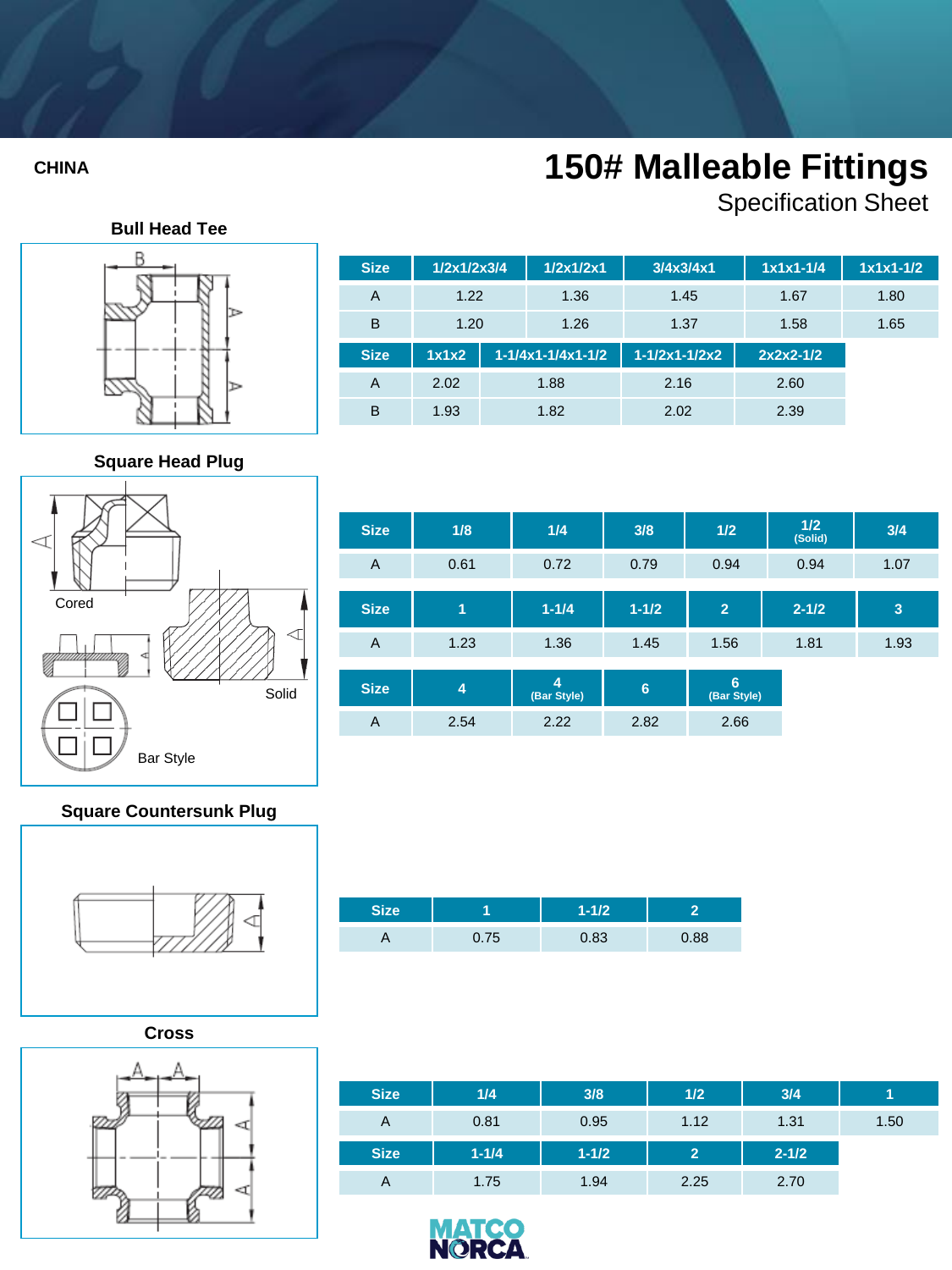CHINA

# 150# Malleable Fittings

Specification Sheet

## Bull Head Tee

| Size | 1/2x1/2x3/4 | 1/2x1/2x1 | 3/4x3/4x1 | 1x1x1-1/4 | 1x1x1-1/2 |
|---|---|---|---|---|---|
| A | 1.22 | 1.36 | 1.45 | 1.67 | 1.80 |
| B | 1.20 | 1.26 | 1.37 | 1.58 | 1.65 |

| Size | 1x1x2 | 1-1/4x1-1/4x1-1/2 | 1-1/2x1-1/2x2 | 2x2x2-1/2 |
|---|---|---|---|---|
| A | 2.02 | 1.88 | 2.16 | 2.60 |
| B | 1.93 | 1.82 | 2.02 | 2.39 |

## Square Head Plug

Cored

Solid

Bar Style

| Size | 1/8 | 1/4 | 3/8 | 1/2 | 1/2 (Solid) | 3/4 |
|---|---|---|---|---|---|---|
| A | 0.61 | 0.72 | 0.79 | 0.94 | 0.94 | 1.07 |

| Size | 1 | 1-1/4 | 1-1/2 | 2 | 2-1/2 | 3 |
|---|---|---|---|---|---|---|
| A | 1.23 | 1.36 | 1.45 | 1.56 | 1.81 | 1.93 |

| Size | 4 | 4 (Bar Style) | 6 | 6 (Bar Style) |
|---|---|---|---|---|
| A | 2.54 | 2.22 | 2.82 | 2.66 |

## Square Countersunk Plug

| Size | 1 | 1-1/2 | 2 |
|---|---|---|---|
| A | 0.75 | 0.83 | 0.88 |

## Cross

| Size | 1/4 | 3/8 | 1/2 | 3/4 | 1 |
|---|---|---|---|---|---|
| A | 0.81 | 0.95 | 1.12 | 1.31 | 1.50 |

| Size | 1-1/4 | 1-1/2 | 2 | 2-1/2 |
|---|---|---|---|---|
| A | 1.75 | 1.94 | 2.25 | 2.70 |

MATCO NORCA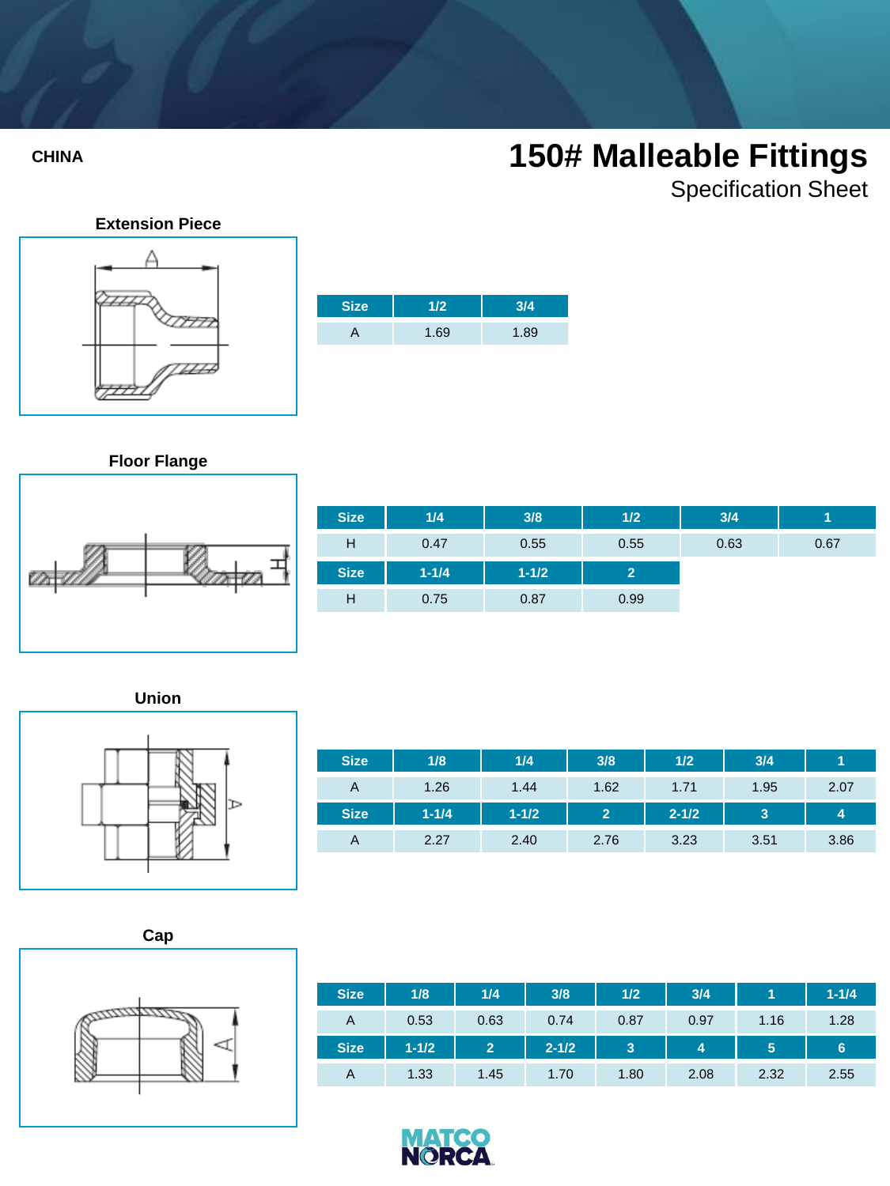CHINA

# 150# Malleable Fittings

Specification Sheet

## Extension Piece

| Size | 1/2 | 3/4 |
|---|---|---|
| A | 1.69 | 1.89 |

## Floor Flange

| Size | 1/4 | 3/8 | 1/2 | 3/4 | 1 |
|---|---|---|---|---|---|
| H | 0.47 | 0.55 | 0.55 | 0.63 | 0.67 |
| Size | 1-1/4 | 1-1/2 | 2 | | |
| H | 0.75 | 0.87 | 0.99 | | |

## Union

| Size | 1/8 | 1/4 | 3/8 | 1/2 | 3/4 | 1 |
|---|---|---|---|---|---|---|
| A | 1.26 | 1.44 | 1.62 | 1.71 | 1.95 | 2.07 |
| Size | 1-1/4 | 1-1/2 | 2 | 2-1/2 | 3 | 4 |
| A | 2.27 | 2.40 | 2.76 | 3.23 | 3.51 | 3.86 |

## Cap

| Size | 1/8 | 1/4 | 3/8 | 1/2 | 3/4 | 1 | 1-1/4 |
|---|---|---|---|---|---|---|---|
| A | 0.53 | 0.63 | 0.74 | 0.87 | 0.97 | 1.16 | 1.28 |
| Size | 1-1/2 | 2 | 2-1/2 | 3 | 4 | 5 | 6 |
| A | 1.33 | 1.45 | 1.70 | 1.80 | 2.08 | 2.32 | 2.55 |

MATCO NORCA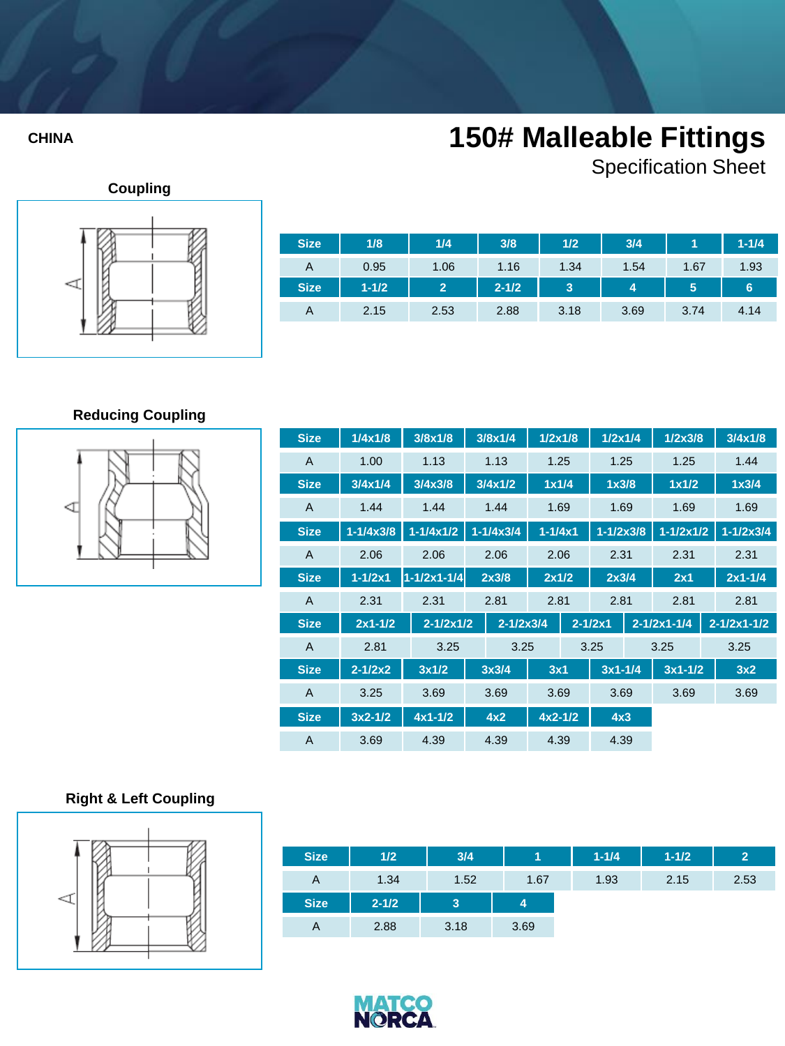CHINA

# 150# Malleable Fittings

Specification Sheet

## Coupling

| Size | 1/8 | 1/4 | 3/8 | 1/2 | 3/4 | 1 | 1-1/4 |
|---|---|---|---|---|---|---|---|
| A | 0.95 | 1.06 | 1.16 | 1.34 | 1.54 | 1.67 | 1.93 |
| Size | 1-1/2 | 2 | 2-1/2 | 3 | 4 | 5 | 6 |
| A | 2.15 | 2.53 | 2.88 | 3.18 | 3.69 | 3.74 | 4.14 |

## Reducing Coupling

| Size | 1/4x1/8 | 3/8x1/8 | 3/8x1/4 | 1/2x1/8 | 1/2x1/4 | 1/2x3/8 | 3/4x1/8 |
|---|---|---|---|---|---|---|---|
| A | 1.00 | 1.13 | 1.13 | 1.25 | 1.25 | 1.25 | 1.44 |
| Size | 3/4x1/4 | 3/4x3/8 | 3/4x1/2 | 1x1/4 | 1x3/8 | 1x1/2 | 1x3/4 |
| A | 1.44 | 1.44 | 1.44 | 1.69 | 1.69 | 1.69 | 1.69 |
| Size | 1-1/4x3/8 | 1-1/4x1/2 | 1-1/4x3/4 | 1-1/4x1 | 1-1/2x3/8 | 1-1/2x1/2 | 1-1/2x3/4 |
| A | 2.06 | 2.06 | 2.06 | 2.06 | 2.31 | 2.31 | 2.31 |
| Size | 1-1/2x1 | 1-1/2x1-1/4 | 2x3/8 | 2x1/2 | 2x3/4 | 2x1 | 2x1-1/4 |
| A | 2.31 | 2.31 | 2.81 | 2.81 | 2.81 | 2.81 | 2.81 |
| Size | 2x1-1/2 | 2-1/2x1/2 | 2-1/2x3/4 | 2-1/2x1 | 2-1/2x1-1/4 | 2-1/2x1-1/2 | |
| A | 2.81 | 3.25 | 3.25 | 3.25 | 3.25 | 3.25 | |
| Size | 2-1/2x2 | 3x1/2 | 3x3/4 | 3x1 | 3x1-1/4 | 3x1-1/2 | 3x2 |
| A | 3.25 | 3.69 | 3.69 | 3.69 | 3.69 | 3.69 | 3.69 |
| Size | 3x2-1/2 | 4x1-1/2 | 4x2 | 4x2-1/2 | 4x3 | | |
| A | 3.69 | 4.39 | 4.39 | 4.39 | 4.39 | | |

## Right & Left Coupling

| Size | 1/2 | 3/4 | 1 | 1-1/4 | 1-1/2 | 2 |
|---|---|---|---|---|---|---|
| A | 1.34 | 1.52 | 1.67 | 1.93 | 2.15 | 2.53 |
| Size | 2-1/2 | 3 | 4 | | | |
| A | 2.88 | 3.18 | 3.69 | | | |

MATCO NORCA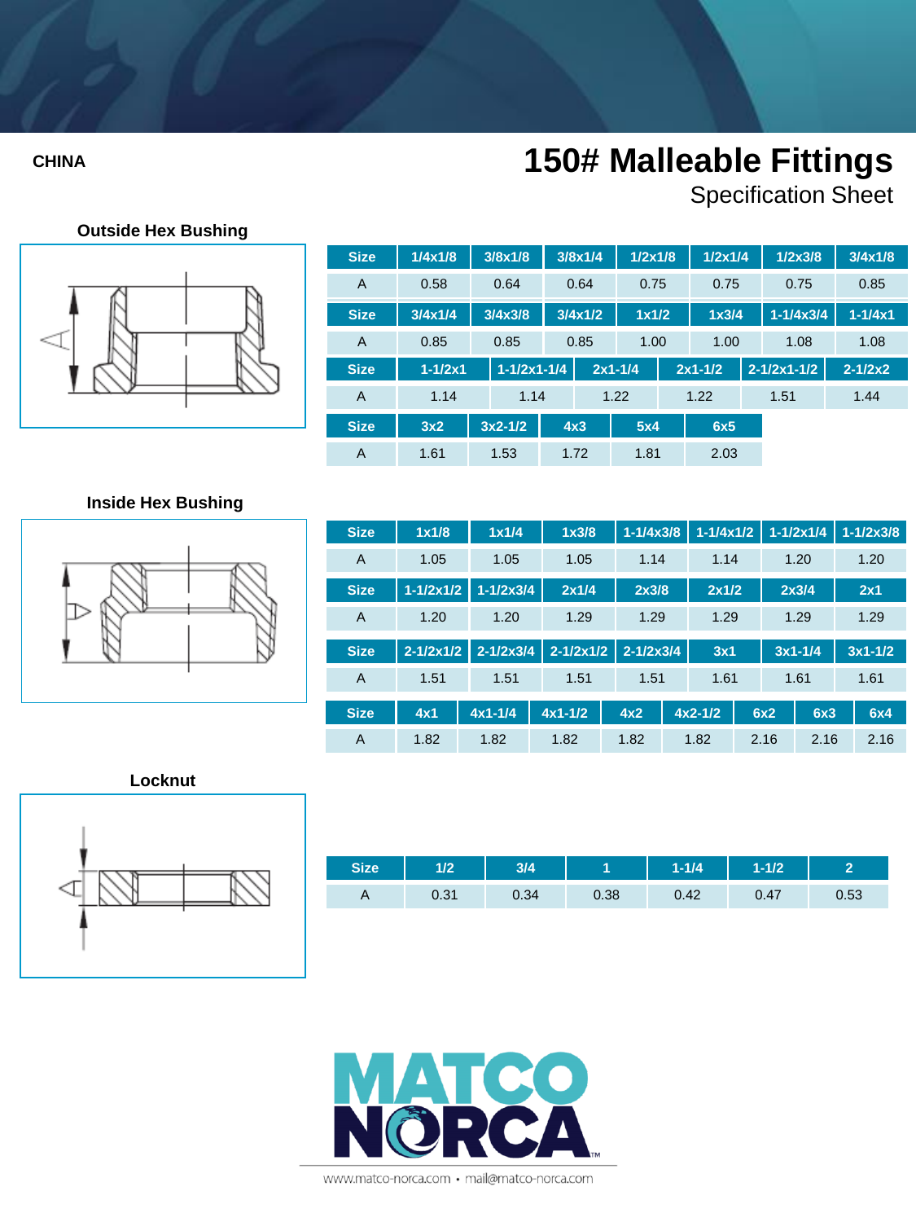CHINA

# 150# Malleable Fittings

Specification Sheet

## Outside Hex Bushing

| Size | 1/4x1/8 | 3/8x1/8 | 3/8x1/4 | 1/2x1/8 | 1/2x1/4 | 1/2x3/8 | 3/4x1/8 |
|---|---|---|---|---|---|---|---|
| A | 0.58 | 0.64 | 0.64 | 0.75 | 0.75 | 0.75 | 0.85 |
| **Size** | **3/4x1/4** | **3/4x3/8** | **3/4x1/2** | **1x1/2** | **1x3/4** | **1-1/4x3/4** | **1-1/4x1** |
| A | 0.85 | 0.85 | 0.85 | 1.00 | 1.00 | 1.08 | 1.08 |

| Size | 1-1/2x1 | 1-1/2x1-1/4 | 2x1-1/4 | 2x1-1/2 | 2-1/2x1-1/2 | 2-1/2x2 |
|---|---|---|---|---|---|---|
| A | 1.14 | 1.14 | 1.22 | 1.22 | 1.51 | 1.44 |

| Size | 3x2 | 3x2-1/2 | 4x3 | 5x4 | 6x5 |
|---|---|---|---|---|---|
| A | 1.61 | 1.53 | 1.72 | 1.81 | 2.03 |

## Inside Hex Bushing

| Size | 1x1/8 | 1x1/4 | 1x3/8 | 1-1/4x3/8 | 1-1/4x1/2 | 1-1/2x1/4 | 1-1/2x3/8 |
|---|---|---|---|---|---|---|---|
| A | 1.05 | 1.05 | 1.05 | 1.14 | 1.14 | 1.20 | 1.20 |
| **Size** | **1-1/2x1/2** | **1-1/2x3/4** | **2x1/4** | **2x3/8** | **2x1/2** | **2x3/4** | **2x1** |
| A | 1.20 | 1.20 | 1.29 | 1.29 | 1.29 | 1.29 | 1.29 |
| **Size** | **2-1/2x1/2** | **2-1/2x3/4** | **2-1/2x1/2** | **2-1/2x3/4** | **3x1** | **3x1-1/4** | **3x1-1/2** |
| A | 1.51 | 1.51 | 1.51 | 1.51 | 1.61 | 1.61 | 1.61 |

| Size | 4x1 | 4x1-1/4 | 4x1-1/2 | 4x2 | 4x2-1/2 | 6x2 | 6x3 | 6x4 |
|---|---|---|---|---|---|---|---|---|
| A | 1.82 | 1.82 | 1.82 | 1.82 | 1.82 | 2.16 | 2.16 | 2.16 |

## Locknut

| Size | 1/2 | 3/4 | 1 | 1-1/4 | 1-1/2 | 2 |
|---|---|---|---|---|---|---|
| A | 0.31 | 0.34 | 0.38 | 0.42 | 0.47 | 0.53 |

MATCO NORCA

www.matco-norca.com • mail@matco-norca.com